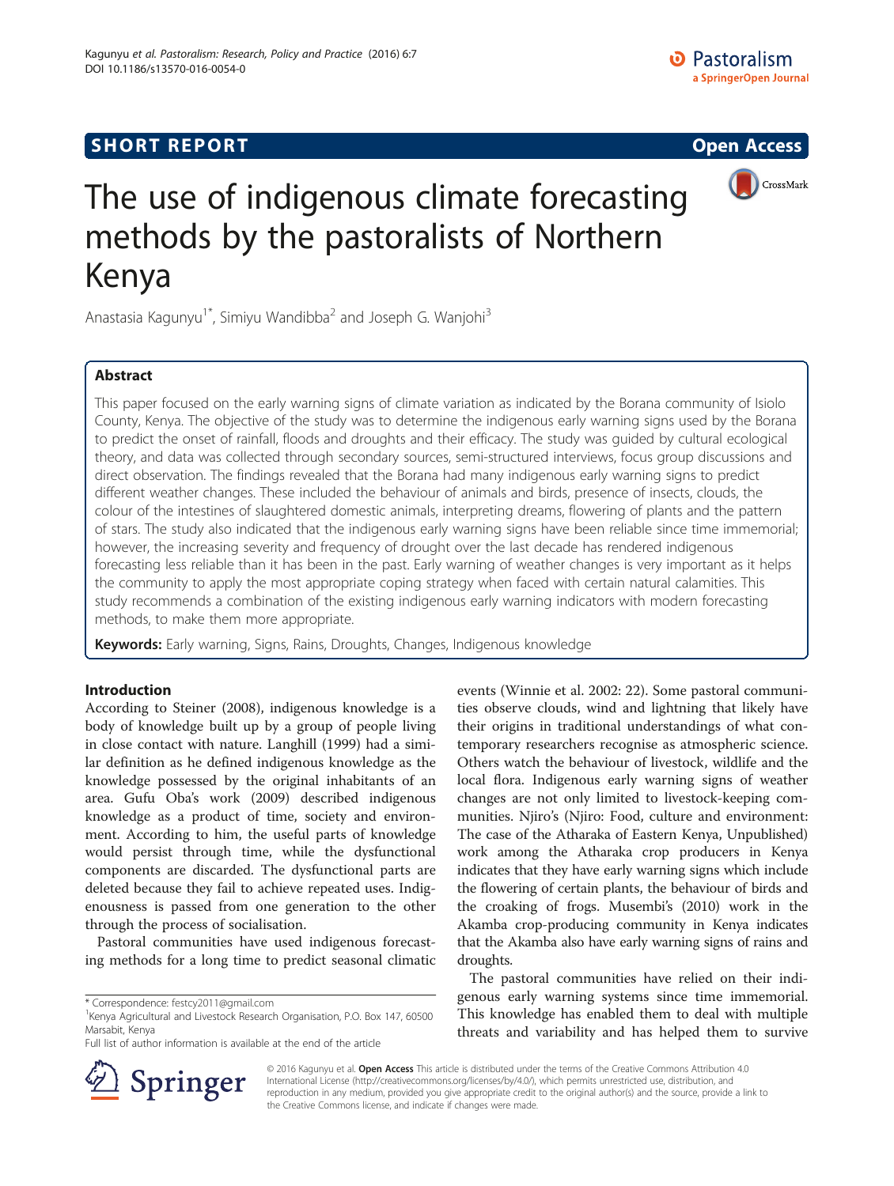SHORT REPORT

Open Access

# The use of indigenous climate forecasting methods by the pastoralists of Northern Kenya

Anastasia Kagunyu[1*], Simiyu Wandibba[2] and Joseph G. Wanjohi[3]

## Abstract

This paper focused on the early warning signs of climate variation as indicated by the Borana community of Isiolo County, Kenya. The objective of the study was to determine the indigenous early warning signs used by the Borana to predict the onset of rainfall, floods and droughts and their efficacy. The study was guided by cultural ecological theory, and data was collected through secondary sources, semi-structured interviews, focus group discussions and direct observation. The findings revealed that the Borana had many indigenous early warning signs to predict different weather changes. These included the behaviour of animals and birds, presence of insects, clouds, the colour of the intestines of slaughtered domestic animals, interpreting dreams, flowering of plants and the pattern of stars. The study also indicated that the indigenous early warning signs have been reliable since time immemorial; however, the increasing severity and frequency of drought over the last decade has rendered indigenous forecasting less reliable than it has been in the past. Early warning of weather changes is very important as it helps the community to apply the most appropriate coping strategy when faced with certain natural calamities. This study recommends a combination of the existing indigenous early warning indicators with modern forecasting methods, to make them more appropriate.

**Keywords:** Early warning, Signs, Rains, Droughts, Changes, Indigenous knowledge

## Introduction

According to Steiner (2008), indigenous knowledge is a body of knowledge built up by a group of people living in close contact with nature. Langhill (1999) had a similar definition as he defined indigenous knowledge as the knowledge possessed by the original inhabitants of an area. Gufu Oba's work (2009) described indigenous knowledge as a product of time, society and environment. According to him, the useful parts of knowledge would persist through time, while the dysfunctional components are discarded. The dysfunctional parts are deleted because they fail to achieve repeated uses. Indigenousness is passed from one generation to the other through the process of socialisation.

Pastoral communities have used indigenous forecasting methods for a long time to predict seasonal climatic events (Winnie et al. 2002: 22). Some pastoral communities observe clouds, wind and lightning that likely have their origins in traditional understandings of what contemporary researchers recognise as atmospheric science. Others watch the behaviour of livestock, wildlife and the local flora. Indigenous early warning signs of weather changes are not only limited to livestock-keeping communities. Njiro's (Njiro: Food, culture and environment: The case of the Atharaka of Eastern Kenya, Unpublished) work among the Atharaka crop producers in Kenya indicates that they have early warning signs which include the flowering of certain plants, the behaviour of birds and the croaking of frogs. Musembi's (2010) work in the Akamba crop-producing community in Kenya indicates that the Akamba also have early warning signs of rains and droughts.

The pastoral communities have relied on their indigenous early warning systems since time immemorial. This knowledge has enabled them to deal with multiple threats and variability and has helped them to survive

\* Correspondence: festcy2011@gmail.com
[1]Kenya Agricultural and Livestock Research Organisation, P.O. Box 147, 60500 Marsabit, Kenya
Full list of author information is available at the end of the article

© 2016 Kagunyu et al. **Open Access** This article is distributed under the terms of the Creative Commons Attribution 4.0 International License (http://creativecommons.org/licenses/by/4.0/), which permits unrestricted use, distribution, and reproduction in any medium, provided you give appropriate credit to the original author(s) and the source, provide a link to the Creative Commons license, and indicate if changes were made.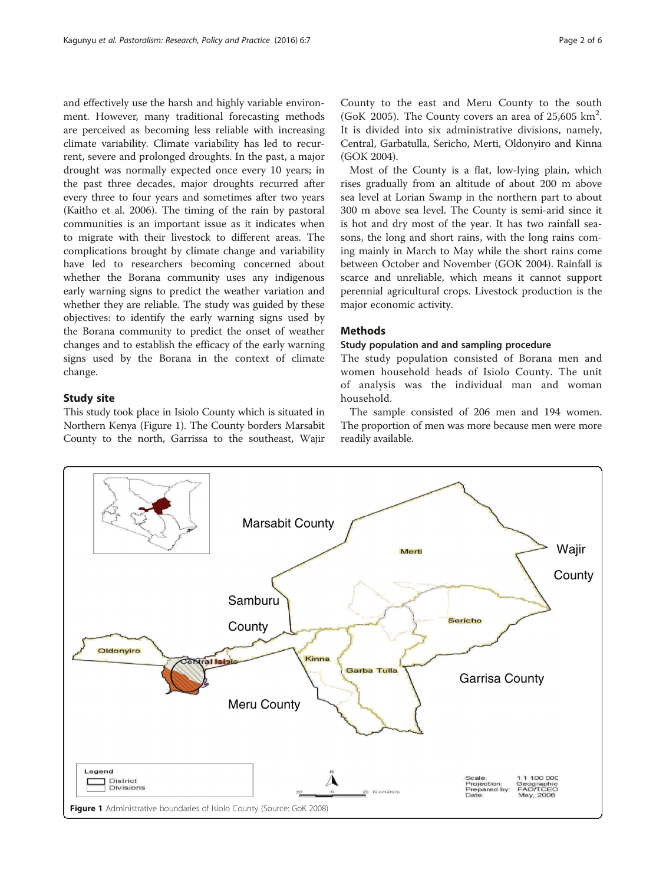and effectively use the harsh and highly variable environment. However, many traditional forecasting methods are perceived as becoming less reliable with increasing climate variability. Climate variability has led to recurrent, severe and prolonged droughts. In the past, a major drought was normally expected once every 10 years; in the past three decades, major droughts recurred after every three to four years and sometimes after two years (Kaitho et al. 2006). The timing of the rain by pastoral communities is an important issue as it indicates when to migrate with their livestock to different areas. The complications brought by climate change and variability have led to researchers becoming concerned about whether the Borana community uses any indigenous early warning signs to predict the weather variation and whether they are reliable. The study was guided by these objectives: to identify the early warning signs used by the Borana community to predict the onset of weather changes and to establish the efficacy of the early warning signs used by the Borana in the context of climate change.

### Study site

This study took place in Isiolo County which is situated in Northern Kenya (Figure 1). The County borders Marsabit County to the north, Garrissa to the southeast, Wajir County to the east and Meru County to the south (GoK 2005). The County covers an area of 25,605 km$^2$. It is divided into six administrative divisions, namely, Central, Garbatulla, Sericho, Merti, Oldonyiro and Kinna (GOK 2004).

Most of the County is a flat, low-lying plain, which rises gradually from an altitude of about 200 m above sea level at Lorian Swamp in the northern part to about 300 m above sea level. The County is semi-arid since it is hot and dry most of the year. It has two rainfall seasons, the long and short rains, with the long rains coming mainly in March to May while the short rains come between October and November (GOK 2004). Rainfall is scarce and unreliable, which means it cannot support perennial agricultural crops. Livestock production is the major economic activity.

## Methods

### Study population and and sampling procedure

The study population consisted of Borana men and women household heads of Isiolo County. The unit of analysis was the individual man and woman household.

The sample consisted of 206 men and 194 women. The proportion of men was more because men were more readily available.

**Figure 1** Administrative boundaries of Isiolo County (Source: GoK 2008)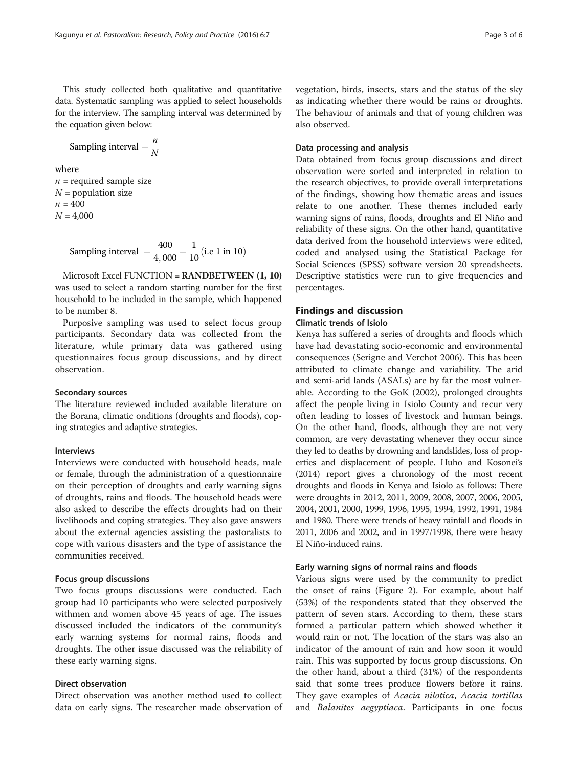This study collected both qualitative and quantitative data. Systematic sampling was applied to select households for the interview. The sampling interval was determined by the equation given below:

$$\text{Sampling interval} = \frac{n}{N}$$

where  
$n$ = required sample size  
$N$ = population size  
$n = 400$  
$N = 4{,}000$

$$\text{Sampling interval } = \frac{400}{4,000} = \frac{1}{10}\,(\text{i.e 1 in 10})$$

Microsoft Excel FUNCTION = **RANDBETWEEN (1, 10)** was used to select a random starting number for the first household to be included in the sample, which happened to be number 8.

Purposive sampling was used to select focus group participants. Secondary data was collected from the literature, while primary data was gathered using questionnaires focus group discussions, and by direct observation.

#### Secondary sources

The literature reviewed included available literature on the Borana, climatic onditions (droughts and floods), coping strategies and adaptive strategies.

#### Interviews

Interviews were conducted with household heads, male or female, through the administration of a questionnaire on their perception of droughts and early warning signs of droughts, rains and floods. The household heads were also asked to describe the effects droughts had on their livelihoods and coping strategies. They also gave answers about the external agencies assisting the pastoralists to cope with various disasters and the type of assistance the communities received.

#### Focus group discussions

Two focus groups discussions were conducted. Each group had 10 participants who were selected purposively withmen and women above 45 years of age. The issues discussed included the indicators of the community's early warning systems for normal rains, floods and droughts. The other issue discussed was the reliability of these early warning signs.

#### Direct observation

Direct observation was another method used to collect data on early signs. The researcher made observation of vegetation, birds, insects, stars and the status of the sky as indicating whether there would be rains or droughts. The behaviour of animals and that of young children was also observed.

#### Data processing and analysis

Data obtained from focus group discussions and direct observation were sorted and interpreted in relation to the research objectives, to provide overall interpretations of the findings, showing how thematic areas and issues relate to one another. These themes included early warning signs of rains, floods, droughts and El Niño and reliability of these signs. On the other hand, quantitative data derived from the household interviews were edited, coded and analysed using the Statistical Package for Social Sciences (SPSS) software version 20 spreadsheets. Descriptive statistics were run to give frequencies and percentages.

## Findings and discussion

### Climatic trends of Isiolo

Kenya has suffered a series of droughts and floods which have had devastating socio-economic and environmental consequences (Serigne and Verchot 2006). This has been attributed to climate change and variability. The arid and semi-arid lands (ASALs) are by far the most vulnerable. According to the GoK (2002), prolonged droughts affect the people living in Isiolo County and recur very often leading to losses of livestock and human beings. On the other hand, floods, although they are not very common, are very devastating whenever they occur since they led to deaths by drowning and landslides, loss of properties and displacement of people. Huho and Kosonei's (2014) report gives a chronology of the most recent droughts and floods in Kenya and Isiolo as follows: There were droughts in 2012, 2011, 2009, 2008, 2007, 2006, 2005, 2004, 2001, 2000, 1999, 1996, 1995, 1994, 1992, 1991, 1984 and 1980. There were trends of heavy rainfall and floods in 2011, 2006 and 2002, and in 1997/1998, there were heavy El Niño-induced rains.

### Early warning signs of normal rains and floods

Various signs were used by the community to predict the onset of rains (Figure 2). For example, about half (53%) of the respondents stated that they observed the pattern of seven stars. According to them, these stars formed a particular pattern which showed whether it would rain or not. The location of the stars was also an indicator of the amount of rain and how soon it would rain. This was supported by focus group discussions. On the other hand, about a third (31%) of the respondents said that some trees produce flowers before it rains. They gave examples of *Acacia nilotica*, *Acacia tortillas* and *Balanites aegyptiaca*. Participants in one focus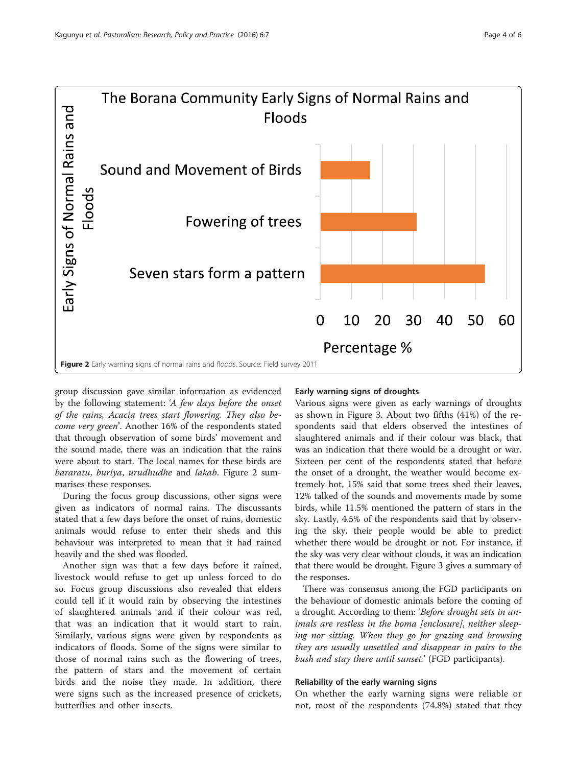**Figure 2** Early warning signs of normal rains and floods. Source: Field survey 2011

group discussion gave similar information as evidenced by the following statement: '*A few days before the onset of the rains, Acacia trees start flowering. They also become very green*'. Another 16% of the respondents stated that through observation of some birds' movement and the sound made, there was an indication that the rains were about to start. The local names for these birds are *bararatu*, *buriya*, *urudhudhe* and *lakab*. Figure 2 summarises these responses.

During the focus group discussions, other signs were given as indicators of normal rains. The discussants stated that a few days before the onset of rains, domestic animals would refuse to enter their sheds and this behaviour was interpreted to mean that it had rained heavily and the shed was flooded.

Another sign was that a few days before it rained, livestock would refuse to get up unless forced to do so. Focus group discussions also revealed that elders could tell if it would rain by observing the intestines of slaughtered animals and if their colour was red, that was an indication that it would start to rain. Similarly, various signs were given by respondents as indicators of floods. Some of the signs were similar to those of normal rains such as the flowering of trees, the pattern of stars and the movement of certain birds and the noise they made. In addition, there were signs such as the increased presence of crickets, butterflies and other insects.

#### Early warning signs of droughts

Various signs were given as early warnings of droughts as shown in Figure 3. About two fifths (41%) of the respondents said that elders observed the intestines of slaughtered animals and if their colour was black, that was an indication that there would be a drought or war. Sixteen per cent of the respondents stated that before the onset of a drought, the weather would become extremely hot, 15% said that some trees shed their leaves, 12% talked of the sounds and movements made by some birds, while 11.5% mentioned the pattern of stars in the sky. Lastly, 4.5% of the respondents said that by observing the sky, their people would be able to predict whether there would be drought or not. For instance, if the sky was very clear without clouds, it was an indication that there would be drought. Figure 3 gives a summary of the responses.

There was consensus among the FGD participants on the behaviour of domestic animals before the coming of a drought. According to them: '*Before drought sets in animals are restless in the boma [enclosure], neither sleeping nor sitting. When they go for grazing and browsing they are usually unsettled and disappear in pairs to the bush and stay there until sunset.*' (FGD participants).

#### Reliability of the early warning signs

On whether the early warning signs were reliable or not, most of the respondents (74.8%) stated that they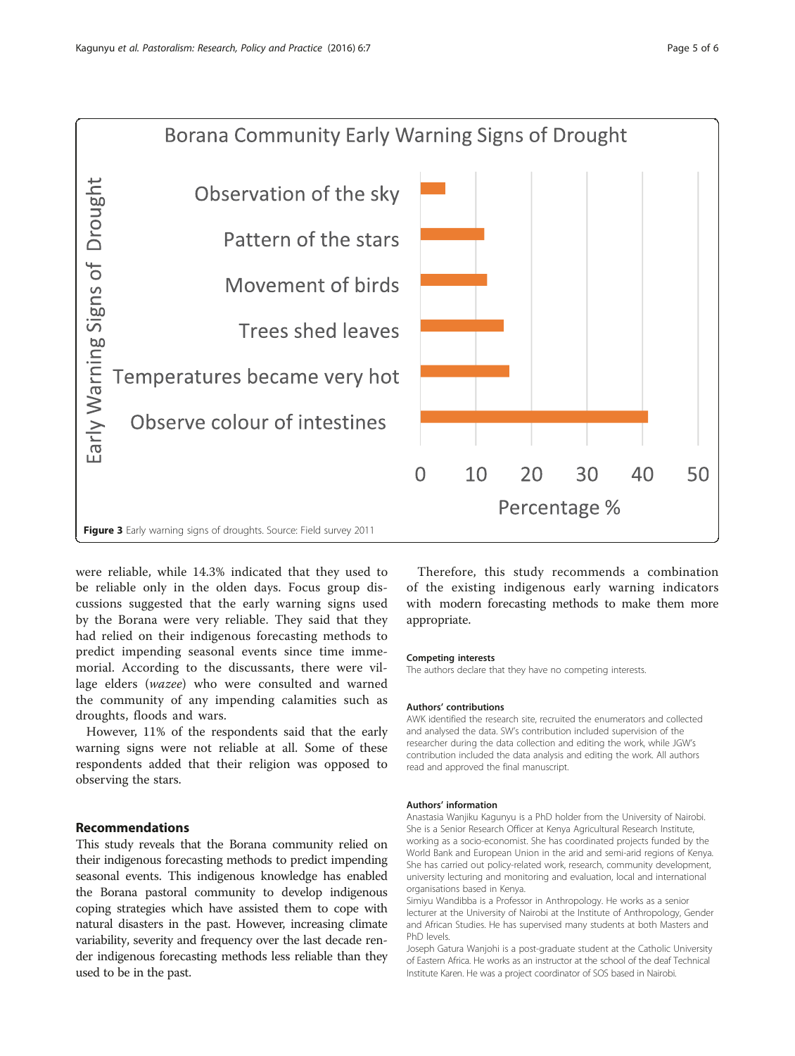Borana Community Early Warning Signs of Drought

Early Warning Signs of Drought

Observation of the sky

Pattern of the stars

Movement of birds

Trees shed leaves

Temperatures became very hot

Observe colour of intestines

0 10 20 30 40 50

Percentage %

**Figure 3** Early warning signs of droughts. Source: Field survey 2011

were reliable, while 14.3% indicated that they used to be reliable only in the olden days. Focus group discussions suggested that the early warning signs used by the Borana were very reliable. They said that they had relied on their indigenous forecasting methods to predict impending seasonal events since time immemorial. According to the discussants, there were village elders (*wazee*) who were consulted and warned the community of any impending calamities such as droughts, floods and wars.

However, 11% of the respondents said that the early warning signs were not reliable at all. Some of these respondents added that their religion was opposed to observing the stars.

## Recommendations

This study reveals that the Borana community relied on their indigenous forecasting methods to predict impending seasonal events. This indigenous knowledge has enabled the Borana pastoral community to develop indigenous coping strategies which have assisted them to cope with natural disasters in the past. However, increasing climate variability, severity and frequency over the last decade render indigenous forecasting methods less reliable than they used to be in the past.

Therefore, this study recommends a combination of the existing indigenous early warning indicators with modern forecasting methods to make them more appropriate.

#### Competing interests

The authors declare that they have no competing interests.

#### Authors' contributions

AWK identified the research site, recruited the enumerators and collected and analysed the data. SW's contribution included supervision of the researcher during the data collection and editing the work, while JGW's contribution included the data analysis and editing the work. All authors read and approved the final manuscript.

#### Authors' information

Anastasia Wanjiku Kagunyu is a PhD holder from the University of Nairobi. She is a Senior Research Officer at Kenya Agricultural Research Institute, working as a socio-economist. She has coordinated projects funded by the World Bank and European Union in the arid and semi-arid regions of Kenya. She has carried out policy-related work, research, community development, university lecturing and monitoring and evaluation, local and international organisations based in Kenya.

Simiyu Wandibba is a Professor in Anthropology. He works as a senior lecturer at the University of Nairobi at the Institute of Anthropology, Gender and African Studies. He has supervised many students at both Masters and PhD levels.

Joseph Gatura Wanjohi is a post-graduate student at the Catholic University of Eastern Africa. He works as an instructor at the school of the deaf Technical Institute Karen. He was a project coordinator of SOS based in Nairobi.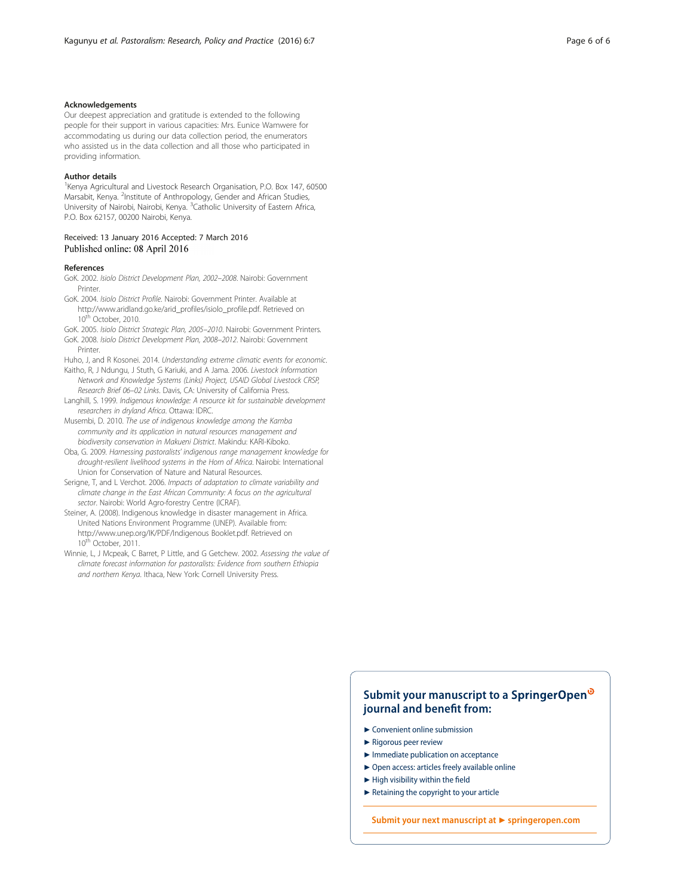### Acknowledgements

Our deepest appreciation and gratitude is extended to the following people for their support in various capacities: Mrs. Eunice Wamwere for accommodating us during our data collection period, the enumerators who assisted us in the data collection and all those who participated in providing information.

### Author details

[1]Kenya Agricultural and Livestock Research Organisation, P.O. Box 147, 60500 Marsabit, Kenya. [2]Institute of Anthropology, Gender and African Studies, University of Nairobi, Nairobi, Kenya. [3]Catholic University of Eastern Africa, P.O. Box 62157, 00200 Nairobi, Kenya.

Received: 13 January 2016 Accepted: 7 March 2016
Published online: 08 April 2016

### References

GoK. 2002. *Isiolo District Development Plan, 2002–2008*. Nairobi: Government Printer.

GoK. 2004. *Isiolo District Profile*. Nairobi: Government Printer. Available at http://www.aridland.go.ke/arid_profiles/isiolo_profile.pdf. Retrieved on 10th October, 2010.

GoK. 2005. *Isiolo District Strategic Plan, 2005–2010*. Nairobi: Government Printers.

GoK. 2008. *Isiolo District Development Plan, 2008–2012*. Nairobi: Government Printer.

Huho, J, and R Kosonei. 2014. *Understanding extreme climatic events for economic*.

Kaitho, R, J Ndungu, J Stuth, G Kariuki, and A Jama. 2006. *Livestock Information Network and Knowledge Systems (Links) Project, USAID Global Livestock CRSP, Research Brief 06–02 Links*. Davis, CA: University of California Press.

Langhill, S. 1999. *Indigenous knowledge: A resource kit for sustainable development researchers in dryland Africa*. Ottawa: IDRC.

Musembi, D. 2010. *The use of indigenous knowledge among the Kamba community and its application in natural resources management and biodiversity conservation in Makueni District*. Makindu: KARI-Kiboko.

Oba, G. 2009. *Harnessing pastoralists' indigenous range management knowledge for drought-resilient livelihood systems in the Horn of Africa*. Nairobi: International Union for Conservation of Nature and Natural Resources.

Serigne, T, and L Verchot. 2006. *Impacts of adaptation to climate variability and climate change in the East African Community: A focus on the agricultural sector*. Nairobi: World Agro-forestry Centre (ICRAF).

Steiner, A. (2008). Indigenous knowledge in disaster management in Africa. United Nations Environment Programme (UNEP). Available from: http://www.unep.org/IK/PDF/Indigenous Booklet.pdf. Retrieved on 10th October, 2011.

Winnie, L, J Mcpeak, C Barret, P Little, and G Getchew. 2002. *Assessing the value of climate forecast information for pastoralists: Evidence from southern Ethiopia and northern Kenya*. Ithaca, New York: Cornell University Press.

**Submit your manuscript to a SpringerOpen journal and benefit from:**

- ► Convenient online submission
- ► Rigorous peer review
- ► Immediate publication on acceptance
- ► Open access: articles freely available online
- ► High visibility within the field
- ► Retaining the copyright to your article

**Submit your next manuscript at ► springeropen.com**